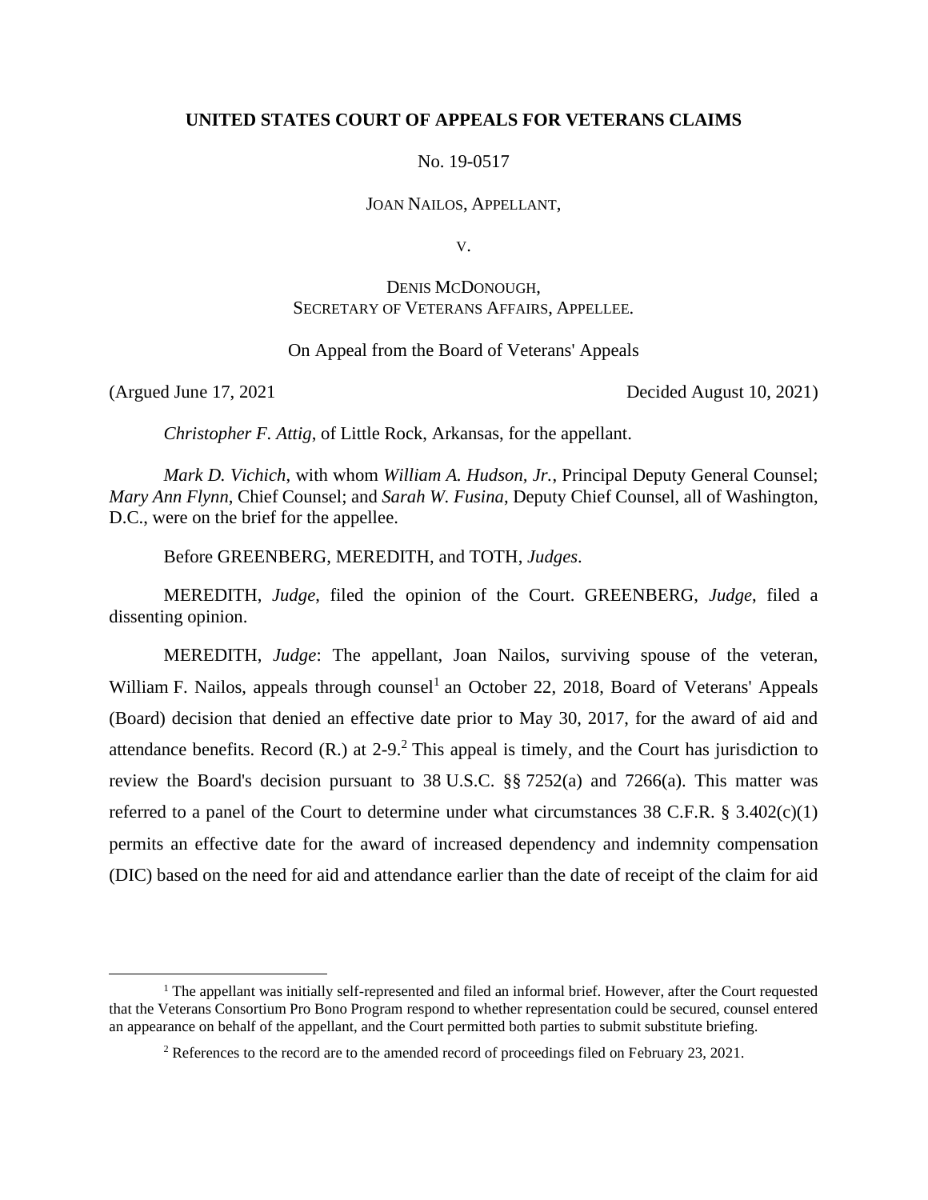**UNITED STATES COURT OF APPEALS FOR VETERANS CLAIMS**

No. 19-0517

JOAN NAILOS, APPELLANT,

V.

DENIS MCDONOUGH,
SECRETARY OF VETERANS AFFAIRS, APPELLEE.

On Appeal from the Board of Veterans' Appeals

(Argued June 17, 2021) Decided August 10, 2021)

*Christopher F. Attig*, of Little Rock, Arkansas, for the appellant.

*Mark D. Vichich*, with whom *William A. Hudson, Jr.*, Principal Deputy General Counsel; *Mary Ann Flynn*, Chief Counsel; and *Sarah W. Fusina*, Deputy Chief Counsel, all of Washington, D.C., were on the brief for the appellee.

Before GREENBERG, MEREDITH, and TOTH, *Judges*.

MEREDITH, *Judge*, filed the opinion of the Court. GREENBERG, *Judge*, filed a dissenting opinion.

MEREDITH, *Judge*: The appellant, Joan Nailos, surviving spouse of the veteran, William F. Nailos, appeals through counsel[1] an October 22, 2018, Board of Veterans' Appeals (Board) decision that denied an effective date prior to May 30, 2017, for the award of aid and attendance benefits. Record (R.) at 2-9.[2] This appeal is timely, and the Court has jurisdiction to review the Board's decision pursuant to 38 U.S.C. §§ 7252(a) and 7266(a). This matter was referred to a panel of the Court to determine under what circumstances 38 C.F.R. § 3.402(c)(1) permits an effective date for the award of increased dependency and indemnity compensation (DIC) based on the need for aid and attendance earlier than the date of receipt of the claim for aid

[1] The appellant was initially self-represented and filed an informal brief. However, after the Court requested that the Veterans Consortium Pro Bono Program respond to whether representation could be secured, counsel entered an appearance on behalf of the appellant, and the Court permitted both parties to submit substitute briefing.

[2] References to the record are to the amended record of proceedings filed on February 23, 2021.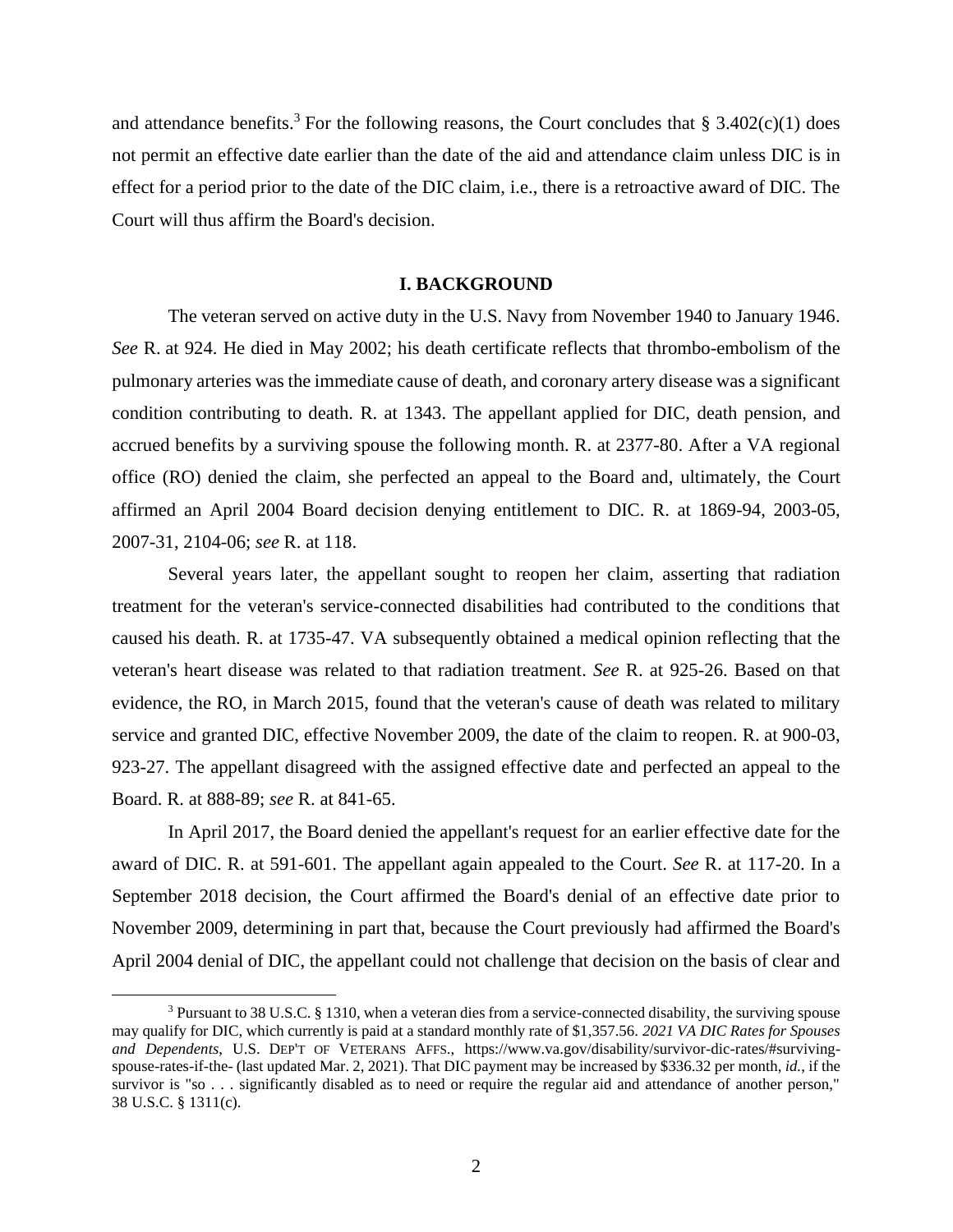and attendance benefits.[3] For the following reasons, the Court concludes that § 3.402(c)(1) does not permit an effective date earlier than the date of the aid and attendance claim unless DIC is in effect for a period prior to the date of the DIC claim, i.e., there is a retroactive award of DIC. The Court will thus affirm the Board's decision.

## I. BACKGROUND

The veteran served on active duty in the U.S. Navy from November 1940 to January 1946. *See* R. at 924. He died in May 2002; his death certificate reflects that thrombo-embolism of the pulmonary arteries was the immediate cause of death, and coronary artery disease was a significant condition contributing to death. R. at 1343. The appellant applied for DIC, death pension, and accrued benefits by a surviving spouse the following month. R. at 2377-80. After a VA regional office (RO) denied the claim, she perfected an appeal to the Board and, ultimately, the Court affirmed an April 2004 Board decision denying entitlement to DIC. R. at 1869-94, 2003-05, 2007-31, 2104-06; *see* R. at 118.

Several years later, the appellant sought to reopen her claim, asserting that radiation treatment for the veteran's service-connected disabilities had contributed to the conditions that caused his death. R. at 1735-47. VA subsequently obtained a medical opinion reflecting that the veteran's heart disease was related to that radiation treatment. *See* R. at 925-26. Based on that evidence, the RO, in March 2015, found that the veteran's cause of death was related to military service and granted DIC, effective November 2009, the date of the claim to reopen. R. at 900-03, 923-27. The appellant disagreed with the assigned effective date and perfected an appeal to the Board. R. at 888-89; *see* R. at 841-65.

In April 2017, the Board denied the appellant's request for an earlier effective date for the award of DIC. R. at 591-601. The appellant again appealed to the Court. *See* R. at 117-20. In a September 2018 decision, the Court affirmed the Board's denial of an effective date prior to November 2009, determining in part that, because the Court previously had affirmed the Board's April 2004 denial of DIC, the appellant could not challenge that decision on the basis of clear and

[3] Pursuant to 38 U.S.C. § 1310, when a veteran dies from a service-connected disability, the surviving spouse may qualify for DIC, which currently is paid at a standard monthly rate of $1,357.56. *2021 VA DIC Rates for Spouses and Dependents*, U.S. DEP'T OF VETERANS AFFS., https://www.va.gov/disability/survivor-dic-rates/#surviving-spouse-rates-if-the- (last updated Mar. 2, 2021). That DIC payment may be increased by $336.32 per month, *id.*, if the survivor is "so . . . significantly disabled as to need or require the regular aid and attendance of another person," 38 U.S.C. § 1311(c).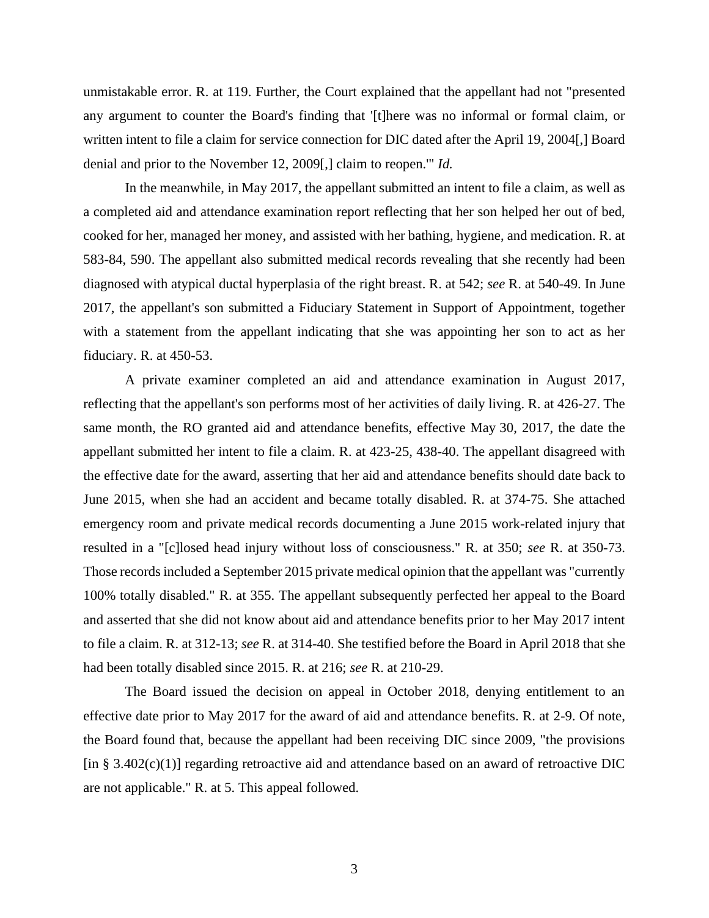unmistakable error. R. at 119. Further, the Court explained that the appellant had not "presented any argument to counter the Board's finding that '[t]here was no informal or formal claim, or written intent to file a claim for service connection for DIC dated after the April 19, 2004[,] Board denial and prior to the November 12, 2009[,] claim to reopen.'" *Id.*

In the meanwhile, in May 2017, the appellant submitted an intent to file a claim, as well as a completed aid and attendance examination report reflecting that her son helped her out of bed, cooked for her, managed her money, and assisted with her bathing, hygiene, and medication. R. at 583-84, 590. The appellant also submitted medical records revealing that she recently had been diagnosed with atypical ductal hyperplasia of the right breast. R. at 542; *see* R. at 540-49. In June 2017, the appellant's son submitted a Fiduciary Statement in Support of Appointment, together with a statement from the appellant indicating that she was appointing her son to act as her fiduciary. R. at 450-53.

A private examiner completed an aid and attendance examination in August 2017, reflecting that the appellant's son performs most of her activities of daily living. R. at 426-27. The same month, the RO granted aid and attendance benefits, effective May 30, 2017, the date the appellant submitted her intent to file a claim. R. at 423-25, 438-40. The appellant disagreed with the effective date for the award, asserting that her aid and attendance benefits should date back to June 2015, when she had an accident and became totally disabled. R. at 374-75. She attached emergency room and private medical records documenting a June 2015 work-related injury that resulted in a "[c]losed head injury without loss of consciousness." R. at 350; *see* R. at 350-73. Those records included a September 2015 private medical opinion that the appellant was "currently 100% totally disabled." R. at 355. The appellant subsequently perfected her appeal to the Board and asserted that she did not know about aid and attendance benefits prior to her May 2017 intent to file a claim. R. at 312-13; *see* R. at 314-40. She testified before the Board in April 2018 that she had been totally disabled since 2015. R. at 216; *see* R. at 210-29.

The Board issued the decision on appeal in October 2018, denying entitlement to an effective date prior to May 2017 for the award of aid and attendance benefits. R. at 2-9. Of note, the Board found that, because the appellant had been receiving DIC since 2009, "the provisions [in § 3.402(c)(1)] regarding retroactive aid and attendance based on an award of retroactive DIC are not applicable." R. at 5. This appeal followed.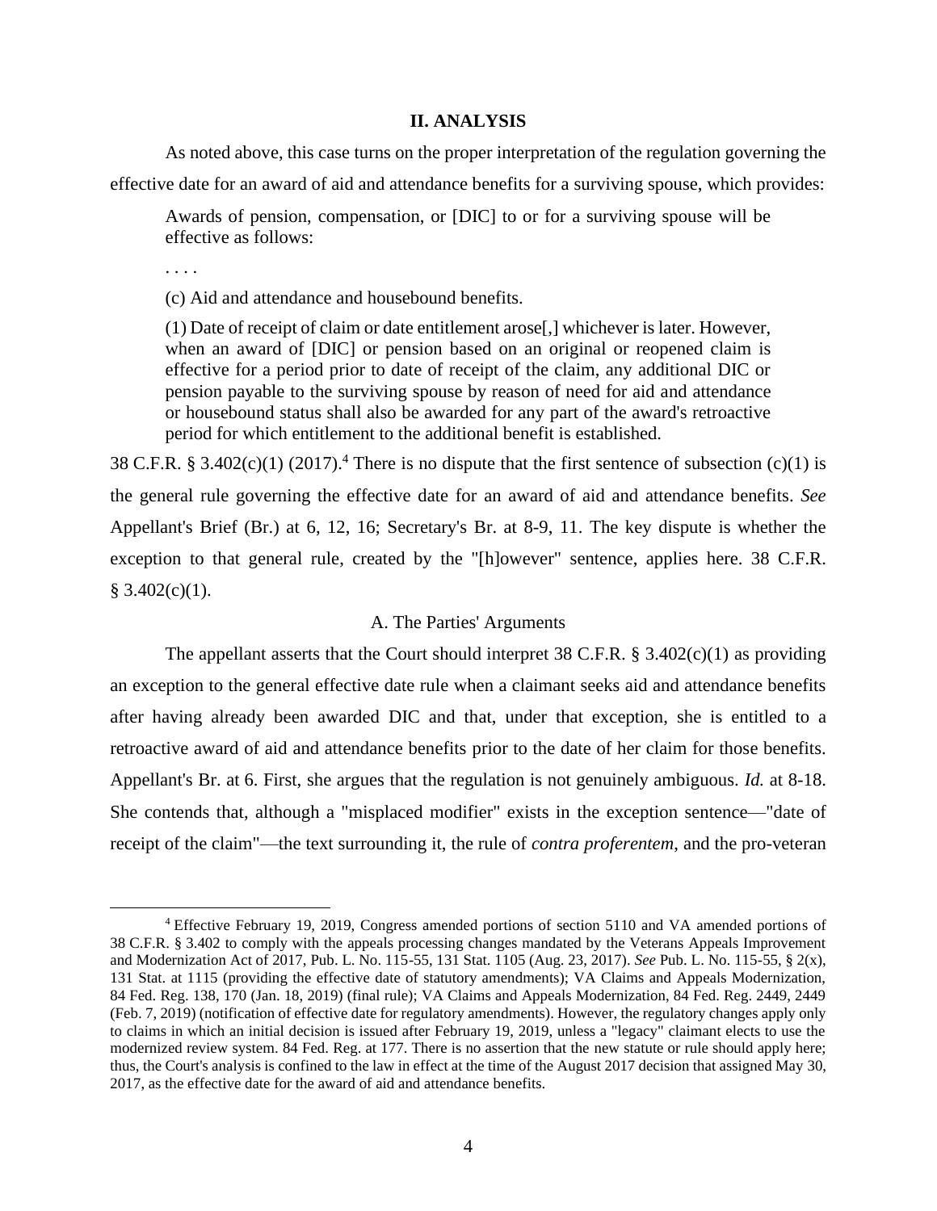## II. ANALYSIS

As noted above, this case turns on the proper interpretation of the regulation governing the effective date for an award of aid and attendance benefits for a surviving spouse, which provides:

> Awards of pension, compensation, or [DIC] to or for a surviving spouse will be effective as follows:
>
> . . . .
>
> (c) Aid and attendance and housebound benefits.
>
> (1) Date of receipt of claim or date entitlement arose[,] whichever is later. However, when an award of [DIC] or pension based on an original or reopened claim is effective for a period prior to date of receipt of the claim, any additional DIC or pension payable to the surviving spouse by reason of need for aid and attendance or housebound status shall also be awarded for any part of the award's retroactive period for which entitlement to the additional benefit is established.

38 C.F.R. § 3.402(c)(1) (2017).[4] There is no dispute that the first sentence of subsection (c)(1) is the general rule governing the effective date for an award of aid and attendance benefits. *See* Appellant's Brief (Br.) at 6, 12, 16; Secretary's Br. at 8-9, 11. The key dispute is whether the exception to that general rule, created by the "[h]owever" sentence, applies here. 38 C.F.R. § 3.402(c)(1).

### A. The Parties' Arguments

The appellant asserts that the Court should interpret 38 C.F.R. § 3.402(c)(1) as providing an exception to the general effective date rule when a claimant seeks aid and attendance benefits after having already been awarded DIC and that, under that exception, she is entitled to a retroactive award of aid and attendance benefits prior to the date of her claim for those benefits. Appellant's Br. at 6. First, she argues that the regulation is not genuinely ambiguous. *Id.* at 8-18. She contends that, although a "misplaced modifier" exists in the exception sentence—"date of receipt of the claim"—the text surrounding it, the rule of *contra proferentem*, and the pro-veteran

---

[4] Effective February 19, 2019, Congress amended portions of section 5110 and VA amended portions of 38 C.F.R. § 3.402 to comply with the appeals processing changes mandated by the Veterans Appeals Improvement and Modernization Act of 2017, Pub. L. No. 115-55, 131 Stat. 1105 (Aug. 23, 2017). *See* Pub. L. No. 115-55, § 2(x), 131 Stat. at 1115 (providing the effective date of statutory amendments); VA Claims and Appeals Modernization, 84 Fed. Reg. 138, 170 (Jan. 18, 2019) (final rule); VA Claims and Appeals Modernization, 84 Fed. Reg. 2449, 2449 (Feb. 7, 2019) (notification of effective date for regulatory amendments). However, the regulatory changes apply only to claims in which an initial decision is issued after February 19, 2019, unless a "legacy" claimant elects to use the modernized review system. 84 Fed. Reg. at 177. There is no assertion that the new statute or rule should apply here; thus, the Court's analysis is confined to the law in effect at the time of the August 2017 decision that assigned May 30, 2017, as the effective date for the award of aid and attendance benefits.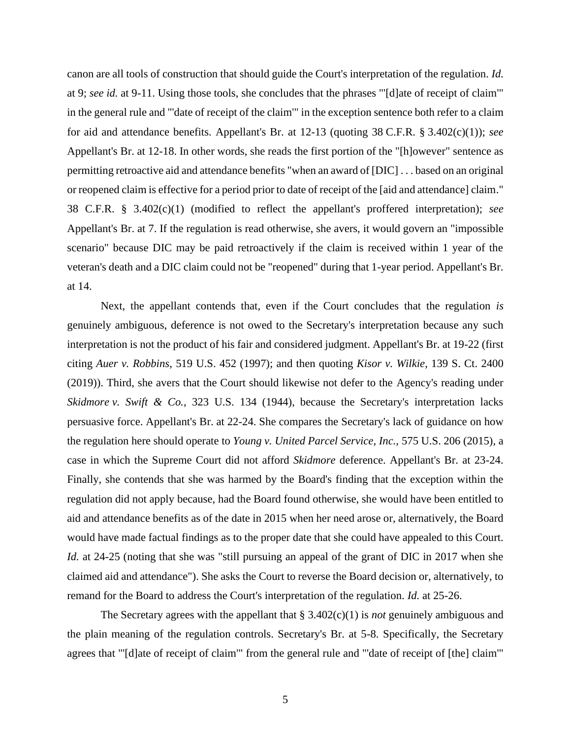canon are all tools of construction that should guide the Court's interpretation of the regulation. *Id.* at 9; *see id.* at 9-11. Using those tools, she concludes that the phrases "'[d]ate of receipt of claim'" in the general rule and "'date of receipt of the claim'" in the exception sentence both refer to a claim for aid and attendance benefits. Appellant's Br. at 12-13 (quoting 38 C.F.R. § 3.402(c)(1)); *see* Appellant's Br. at 12-18. In other words, she reads the first portion of the "[h]owever" sentence as permitting retroactive aid and attendance benefits "when an award of [DIC] . . . based on an original or reopened claim is effective for a period prior to date of receipt of the [aid and attendance] claim." 38 C.F.R. § 3.402(c)(1) (modified to reflect the appellant's proffered interpretation); *see* Appellant's Br. at 7. If the regulation is read otherwise, she avers, it would govern an "impossible scenario" because DIC may be paid retroactively if the claim is received within 1 year of the veteran's death and a DIC claim could not be "reopened" during that 1-year period. Appellant's Br. at 14.

Next, the appellant contends that, even if the Court concludes that the regulation *is* genuinely ambiguous, deference is not owed to the Secretary's interpretation because any such interpretation is not the product of his fair and considered judgment. Appellant's Br. at 19-22 (first citing *Auer v. Robbins*, 519 U.S. 452 (1997); and then quoting *Kisor v. Wilkie*, 139 S. Ct. 2400 (2019)). Third, she avers that the Court should likewise not defer to the Agency's reading under *Skidmore v. Swift & Co.*, 323 U.S. 134 (1944), because the Secretary's interpretation lacks persuasive force. Appellant's Br. at 22-24. She compares the Secretary's lack of guidance on how the regulation here should operate to *Young v. United Parcel Service*, *Inc.*, 575 U.S. 206 (2015), a case in which the Supreme Court did not afford *Skidmore* deference. Appellant's Br. at 23-24. Finally, she contends that she was harmed by the Board's finding that the exception within the regulation did not apply because, had the Board found otherwise, she would have been entitled to aid and attendance benefits as of the date in 2015 when her need arose or, alternatively, the Board would have made factual findings as to the proper date that she could have appealed to this Court. *Id.* at 24-25 (noting that she was "still pursuing an appeal of the grant of DIC in 2017 when she claimed aid and attendance"). She asks the Court to reverse the Board decision or, alternatively, to remand for the Board to address the Court's interpretation of the regulation. *Id.* at 25-26.

The Secretary agrees with the appellant that § 3.402(c)(1) is *not* genuinely ambiguous and the plain meaning of the regulation controls. Secretary's Br. at 5-8. Specifically, the Secretary agrees that "'[d]ate of receipt of claim'" from the general rule and "'date of receipt of [the] claim'"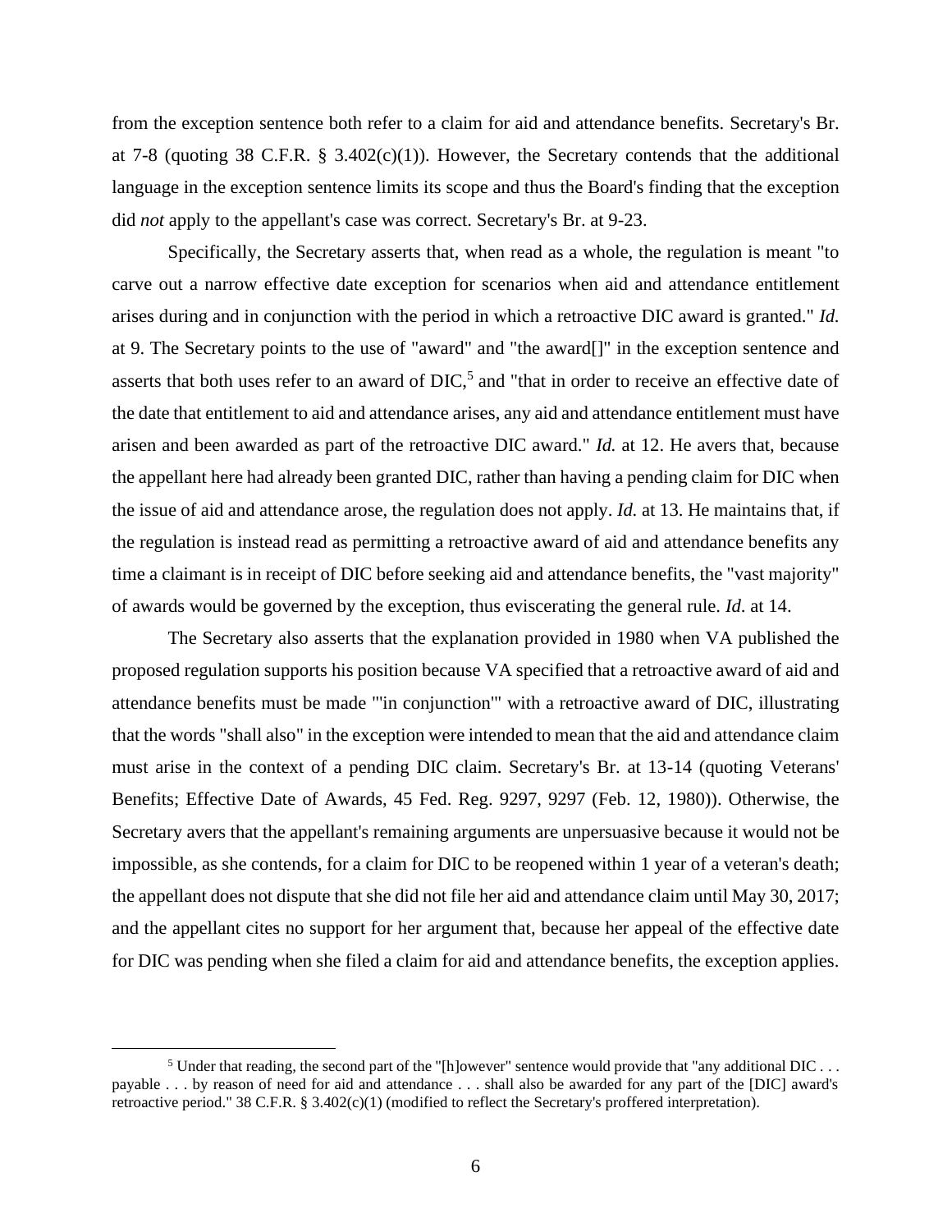from the exception sentence both refer to a claim for aid and attendance benefits. Secretary's Br. at 7-8 (quoting 38 C.F.R. § 3.402(c)(1)). However, the Secretary contends that the additional language in the exception sentence limits its scope and thus the Board's finding that the exception did *not* apply to the appellant's case was correct. Secretary's Br. at 9-23.

Specifically, the Secretary asserts that, when read as a whole, the regulation is meant "to carve out a narrow effective date exception for scenarios when aid and attendance entitlement arises during and in conjunction with the period in which a retroactive DIC award is granted." *Id.* at 9. The Secretary points to the use of "award" and "the award[]" in the exception sentence and asserts that both uses refer to an award of DIC,[5] and "that in order to receive an effective date of the date that entitlement to aid and attendance arises, any aid and attendance entitlement must have arisen and been awarded as part of the retroactive DIC award." *Id.* at 12. He avers that, because the appellant here had already been granted DIC, rather than having a pending claim for DIC when the issue of aid and attendance arose, the regulation does not apply. *Id.* at 13. He maintains that, if the regulation is instead read as permitting a retroactive award of aid and attendance benefits any time a claimant is in receipt of DIC before seeking aid and attendance benefits, the "vast majority" of awards would be governed by the exception, thus eviscerating the general rule. *Id*. at 14.

The Secretary also asserts that the explanation provided in 1980 when VA published the proposed regulation supports his position because VA specified that a retroactive award of aid and attendance benefits must be made "'in conjunction'" with a retroactive award of DIC, illustrating that the words "shall also" in the exception were intended to mean that the aid and attendance claim must arise in the context of a pending DIC claim. Secretary's Br. at 13-14 (quoting Veterans' Benefits; Effective Date of Awards, 45 Fed. Reg. 9297, 9297 (Feb. 12, 1980)). Otherwise, the Secretary avers that the appellant's remaining arguments are unpersuasive because it would not be impossible, as she contends, for a claim for DIC to be reopened within 1 year of a veteran's death; the appellant does not dispute that she did not file her aid and attendance claim until May 30, 2017; and the appellant cites no support for her argument that, because her appeal of the effective date for DIC was pending when she filed a claim for aid and attendance benefits, the exception applies.

---

[5] Under that reading, the second part of the "[h]owever" sentence would provide that "any additional DIC . . . payable . . . by reason of need for aid and attendance . . . shall also be awarded for any part of the [DIC] award's retroactive period." 38 C.F.R. § 3.402(c)(1) (modified to reflect the Secretary's proffered interpretation).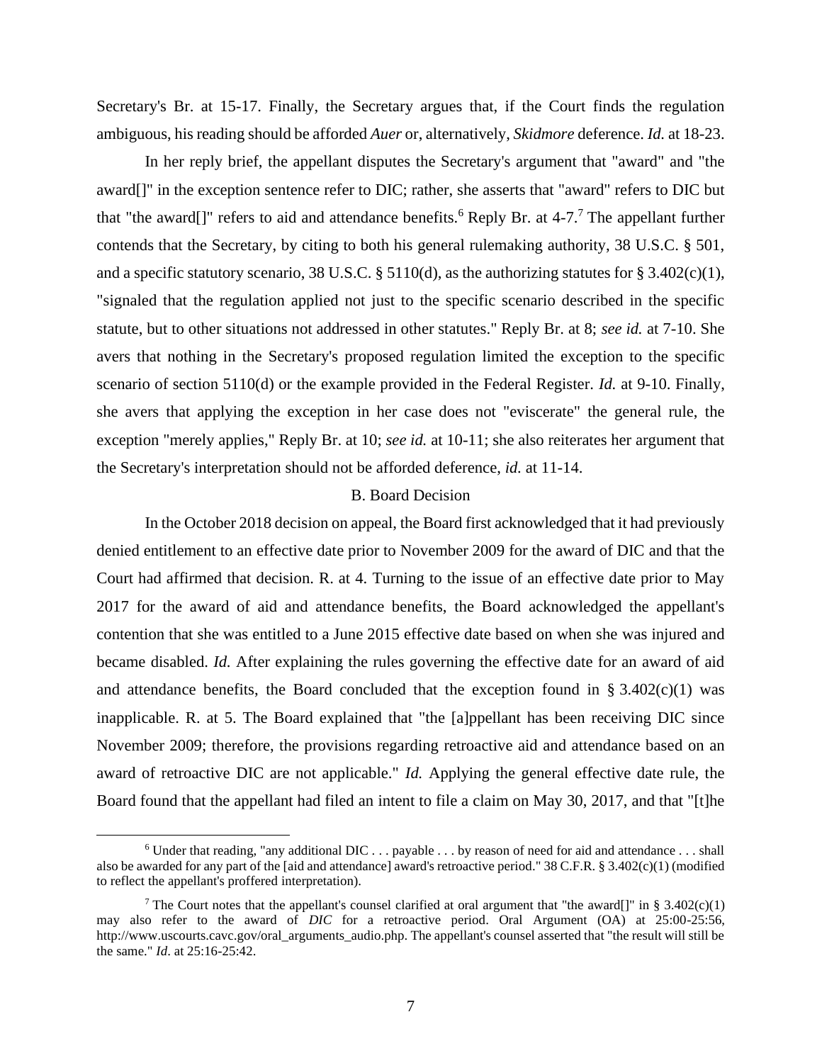Secretary's Br. at 15-17. Finally, the Secretary argues that, if the Court finds the regulation ambiguous, his reading should be afforded *Auer* or, alternatively, *Skidmore* deference. *Id.* at 18-23.

In her reply brief, the appellant disputes the Secretary's argument that "award" and "the award[]" in the exception sentence refer to DIC; rather, she asserts that "award" refers to DIC but that "the award[]" refers to aid and attendance benefits.[6] Reply Br. at 4-7.[7] The appellant further contends that the Secretary, by citing to both his general rulemaking authority, 38 U.S.C. § 501, and a specific statutory scenario, 38 U.S.C. § 5110(d), as the authorizing statutes for § 3.402(c)(1), "signaled that the regulation applied not just to the specific scenario described in the specific statute, but to other situations not addressed in other statutes." Reply Br. at 8; *see id.* at 7-10. She avers that nothing in the Secretary's proposed regulation limited the exception to the specific scenario of section 5110(d) or the example provided in the Federal Register. *Id.* at 9-10. Finally, she avers that applying the exception in her case does not "eviscerate" the general rule, the exception "merely applies," Reply Br. at 10; *see id.* at 10-11; she also reiterates her argument that the Secretary's interpretation should not be afforded deference, *id.* at 11-14.

### B. Board Decision

In the October 2018 decision on appeal, the Board first acknowledged that it had previously denied entitlement to an effective date prior to November 2009 for the award of DIC and that the Court had affirmed that decision. R. at 4. Turning to the issue of an effective date prior to May 2017 for the award of aid and attendance benefits, the Board acknowledged the appellant's contention that she was entitled to a June 2015 effective date based on when she was injured and became disabled. *Id.* After explaining the rules governing the effective date for an award of aid and attendance benefits, the Board concluded that the exception found in § 3.402(c)(1) was inapplicable. R. at 5. The Board explained that "the [a]ppellant has been receiving DIC since November 2009; therefore, the provisions regarding retroactive aid and attendance based on an award of retroactive DIC are not applicable." *Id.* Applying the general effective date rule, the Board found that the appellant had filed an intent to file a claim on May 30, 2017, and that "[t]he

---

[6] Under that reading, "any additional DIC . . . payable . . . by reason of need for aid and attendance . . . shall also be awarded for any part of the [aid and attendance] award's retroactive period." 38 C.F.R. § 3.402(c)(1) (modified to reflect the appellant's proffered interpretation).

[7] The Court notes that the appellant's counsel clarified at oral argument that "the award[]" in § 3.402(c)(1) may also refer to the award of *DIC* for a retroactive period. Oral Argument (OA) at 25:00-25:56, http://www.uscourts.cavc.gov/oral_arguments_audio.php. The appellant's counsel asserted that "the result will still be the same." *Id*. at 25:16-25:42.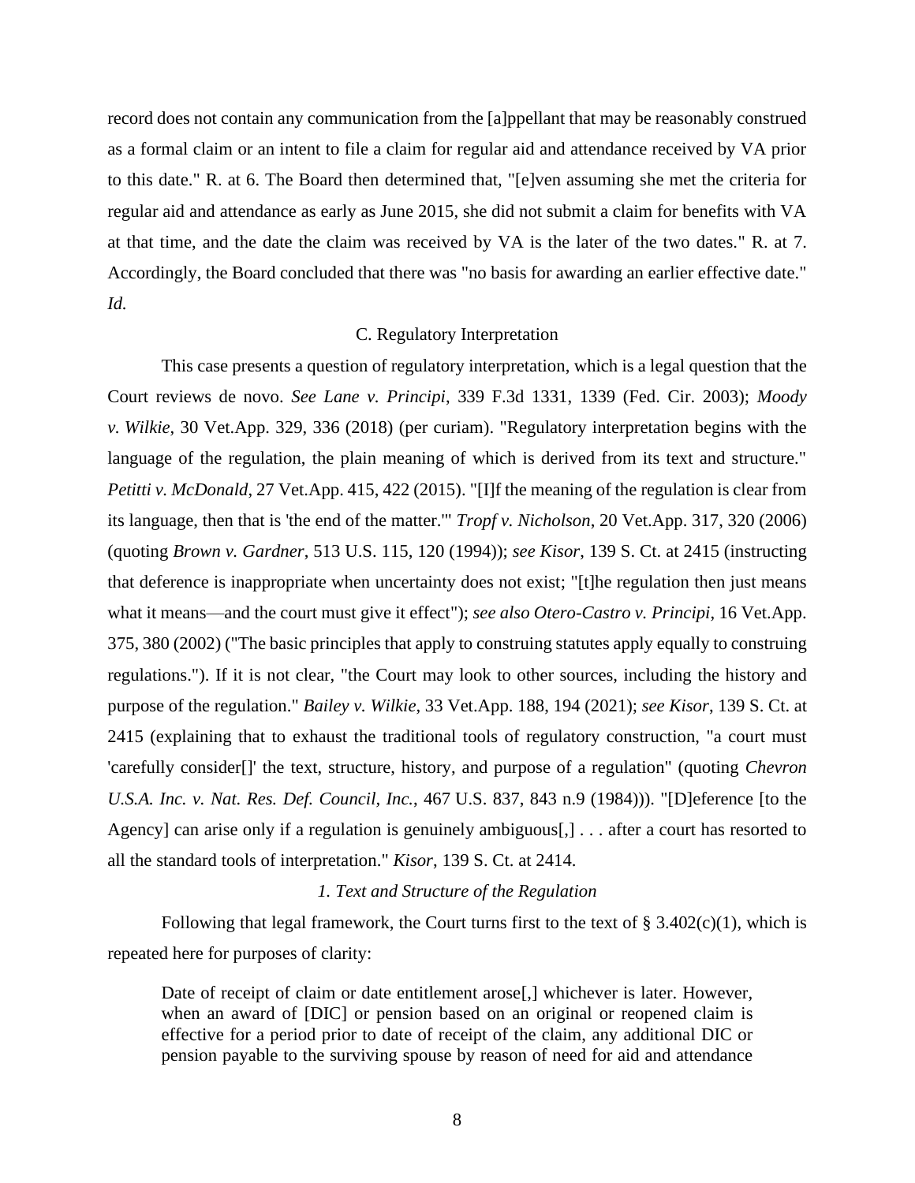record does not contain any communication from the [a]ppellant that may be reasonably construed as a formal claim or an intent to file a claim for regular aid and attendance received by VA prior to this date." R. at 6. The Board then determined that, "[e]ven assuming she met the criteria for regular aid and attendance as early as June 2015, she did not submit a claim for benefits with VA at that time, and the date the claim was received by VA is the later of the two dates." R. at 7. Accordingly, the Board concluded that there was "no basis for awarding an earlier effective date." *Id.*

### C. Regulatory Interpretation

This case presents a question of regulatory interpretation, which is a legal question that the Court reviews de novo. *See Lane v. Principi*, 339 F.3d 1331, 1339 (Fed. Cir. 2003); *Moody v. Wilkie*, 30 Vet.App. 329, 336 (2018) (per curiam). "Regulatory interpretation begins with the language of the regulation, the plain meaning of which is derived from its text and structure." *Petitti v. McDonald*, 27 Vet.App. 415, 422 (2015). "[I]f the meaning of the regulation is clear from its language, then that is 'the end of the matter.'" *Tropf v. Nicholson*, 20 Vet.App. 317, 320 (2006) (quoting *Brown v. Gardner*, 513 U.S. 115, 120 (1994)); *see Kisor*, 139 S. Ct. at 2415 (instructing that deference is inappropriate when uncertainty does not exist; "[t]he regulation then just means what it means—and the court must give it effect"); *see also Otero-Castro v. Principi*, 16 Vet.App. 375, 380 (2002) ("The basic principles that apply to construing statutes apply equally to construing regulations."). If it is not clear, "the Court may look to other sources, including the history and purpose of the regulation." *Bailey v. Wilkie*, 33 Vet.App. 188, 194 (2021); *see Kisor*, 139 S. Ct. at 2415 (explaining that to exhaust the traditional tools of regulatory construction, "a court must 'carefully consider[]' the text, structure, history, and purpose of a regulation" (quoting *Chevron U.S.A. Inc. v. Nat. Res. Def. Council, Inc.*, 467 U.S. 837, 843 n.9 (1984))). "[D]eference [to the Agency] can arise only if a regulation is genuinely ambiguous[,] . . . after a court has resorted to all the standard tools of interpretation." *Kisor*, 139 S. Ct. at 2414.

#### *1. Text and Structure of the Regulation*

Following that legal framework, the Court turns first to the text of § 3.402(c)(1), which is repeated here for purposes of clarity:

> Date of receipt of claim or date entitlement arose[,] whichever is later. However, when an award of [DIC] or pension based on an original or reopened claim is effective for a period prior to date of receipt of the claim, any additional DIC or pension payable to the surviving spouse by reason of need for aid and attendance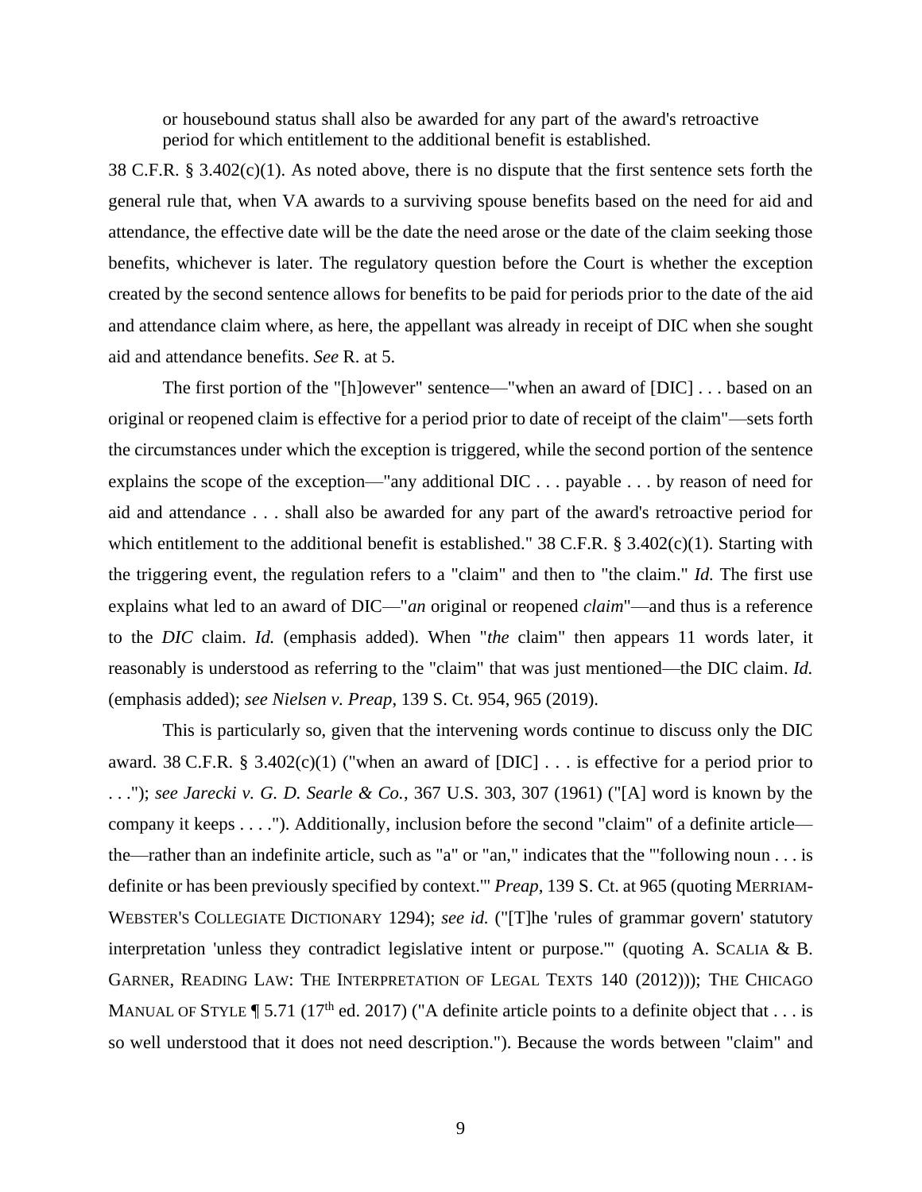> or housebound status shall also be awarded for any part of the award's retroactive period for which entitlement to the additional benefit is established.

38 C.F.R. § 3.402(c)(1). As noted above, there is no dispute that the first sentence sets forth the general rule that, when VA awards to a surviving spouse benefits based on the need for aid and attendance, the effective date will be the date the need arose or the date of the claim seeking those benefits, whichever is later. The regulatory question before the Court is whether the exception created by the second sentence allows for benefits to be paid for periods prior to the date of the aid and attendance claim where, as here, the appellant was already in receipt of DIC when she sought aid and attendance benefits. *See* R. at 5.

The first portion of the "[h]owever" sentence—"when an award of [DIC] . . . based on an original or reopened claim is effective for a period prior to date of receipt of the claim"—sets forth the circumstances under which the exception is triggered, while the second portion of the sentence explains the scope of the exception—"any additional DIC . . . payable . . . by reason of need for aid and attendance . . . shall also be awarded for any part of the award's retroactive period for which entitlement to the additional benefit is established." 38 C.F.R. § 3.402(c)(1). Starting with the triggering event, the regulation refers to a "claim" and then to "the claim." *Id.* The first use explains what led to an award of DIC—"*an* original or reopened *claim*"—and thus is a reference to the *DIC* claim. *Id.* (emphasis added). When "*the* claim" then appears 11 words later, it reasonably is understood as referring to the "claim" that was just mentioned—the DIC claim. *Id.* (emphasis added); *see Nielsen v. Preap*, 139 S. Ct. 954, 965 (2019).

This is particularly so, given that the intervening words continue to discuss only the DIC award. 38 C.F.R. § 3.402(c)(1) ("when an award of [DIC] . . . is effective for a period prior to . . ."); *see Jarecki v. G. D. Searle & Co.*, 367 U.S. 303, 307 (1961) ("[A] word is known by the company it keeps . . . ."). Additionally, inclusion before the second "claim" of a definite article—the—rather than an indefinite article, such as "a" or "an," indicates that the "'following noun . . . is definite or has been previously specified by context.'" *Preap*, 139 S. Ct. at 965 (quoting MERRIAM-WEBSTER'S COLLEGIATE DICTIONARY 1294); *see id.* ("[T]he 'rules of grammar govern' statutory interpretation 'unless they contradict legislative intent or purpose.'" (quoting A. SCALIA & B. GARNER, READING LAW: THE INTERPRETATION OF LEGAL TEXTS 140 (2012))); THE CHICAGO MANUAL OF STYLE ¶ 5.71 (17th ed. 2017) ("A definite article points to a definite object that . . . is so well understood that it does not need description."). Because the words between "claim" and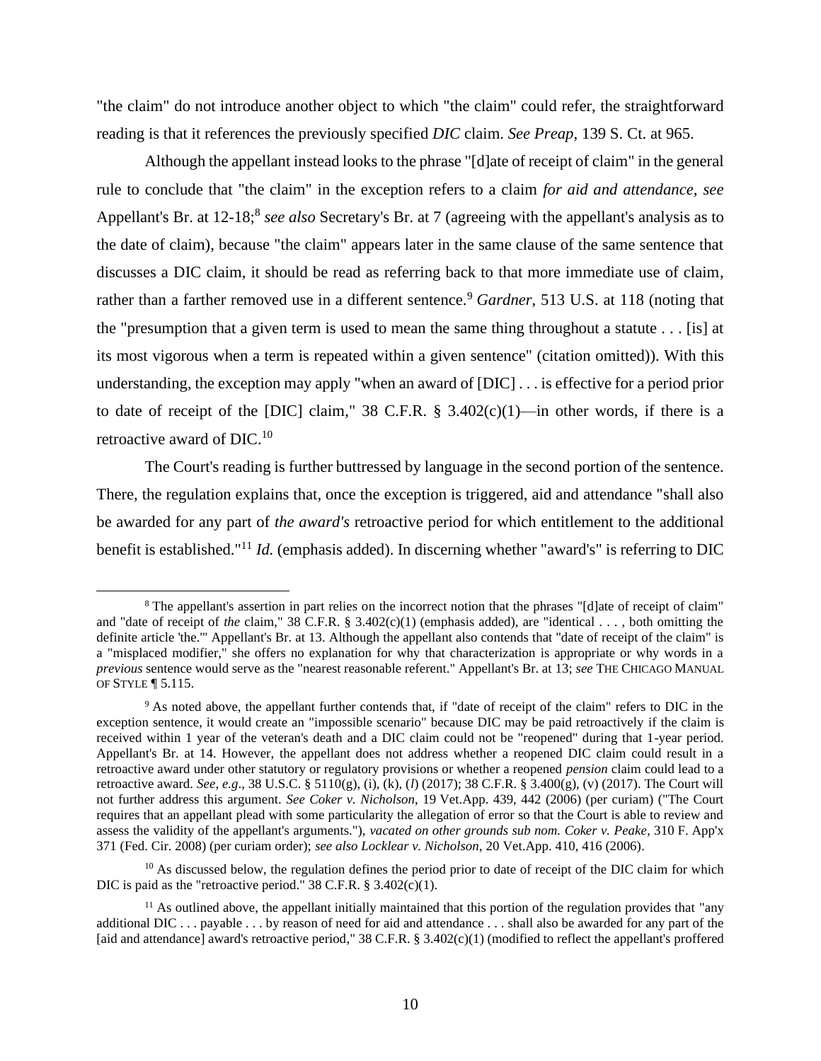"the claim" do not introduce another object to which "the claim" could refer, the straightforward reading is that it references the previously specified *DIC* claim. *See Preap*, 139 S. Ct. at 965.

Although the appellant instead looks to the phrase "[d]ate of receipt of claim" in the general rule to conclude that "the claim" in the exception refers to a claim *for aid and attendance*, *see* Appellant's Br. at 12-18;[8] *see also* Secretary's Br. at 7 (agreeing with the appellant's analysis as to the date of claim), because "the claim" appears later in the same clause of the same sentence that discusses a DIC claim, it should be read as referring back to that more immediate use of claim, rather than a farther removed use in a different sentence.[9] *Gardner*, 513 U.S. at 118 (noting that the "presumption that a given term is used to mean the same thing throughout a statute . . . [is] at its most vigorous when a term is repeated within a given sentence" (citation omitted)). With this understanding, the exception may apply "when an award of [DIC] . . . is effective for a period prior to date of receipt of the [DIC] claim," 38 C.F.R. § 3.402(c)(1)—in other words, if there is a retroactive award of DIC.[10]

The Court's reading is further buttressed by language in the second portion of the sentence. There, the regulation explains that, once the exception is triggered, aid and attendance "shall also be awarded for any part of *the award's* retroactive period for which entitlement to the additional benefit is established."[11] *Id.* (emphasis added). In discerning whether "award's" is referring to DIC

---

[8] The appellant's assertion in part relies on the incorrect notion that the phrases "[d]ate of receipt of claim" and "date of receipt of *the* claim," 38 C.F.R. § 3.402(c)(1) (emphasis added), are "identical . . . , both omitting the definite article 'the.'" Appellant's Br. at 13. Although the appellant also contends that "date of receipt of the claim" is a "misplaced modifier," she offers no explanation for why that characterization is appropriate or why words in a *previous* sentence would serve as the "nearest reasonable referent." Appellant's Br. at 13; *see* THE CHICAGO MANUAL OF STYLE ¶ 5.115.

[9] As noted above, the appellant further contends that, if "date of receipt of the claim" refers to DIC in the exception sentence, it would create an "impossible scenario" because DIC may be paid retroactively if the claim is received within 1 year of the veteran's death and a DIC claim could not be "reopened" during that 1-year period. Appellant's Br. at 14. However, the appellant does not address whether a reopened DIC claim could result in a retroactive award under other statutory or regulatory provisions or whether a reopened *pension* claim could lead to a retroactive award. *See, e.g*., 38 U.S.C. § 5110(g), (i), (k), (*l*) (2017); 38 C.F.R. § 3.400(g), (v) (2017). The Court will not further address this argument. *See Coker v. Nicholson*, 19 Vet.App. 439, 442 (2006) (per curiam) ("The Court requires that an appellant plead with some particularity the allegation of error so that the Court is able to review and assess the validity of the appellant's arguments."), *vacated on other grounds sub nom. Coker v. Peake*, 310 F. App'x 371 (Fed. Cir. 2008) (per curiam order); *see also Locklear v. Nicholson*, 20 Vet.App. 410, 416 (2006).

[10] As discussed below, the regulation defines the period prior to date of receipt of the DIC claim for which DIC is paid as the "retroactive period." 38 C.F.R. § 3.402(c)(1).

[11] As outlined above, the appellant initially maintained that this portion of the regulation provides that "any additional DIC . . . payable . . . by reason of need for aid and attendance . . . shall also be awarded for any part of the [aid and attendance] award's retroactive period," 38 C.F.R. § 3.402(c)(1) (modified to reflect the appellant's proffered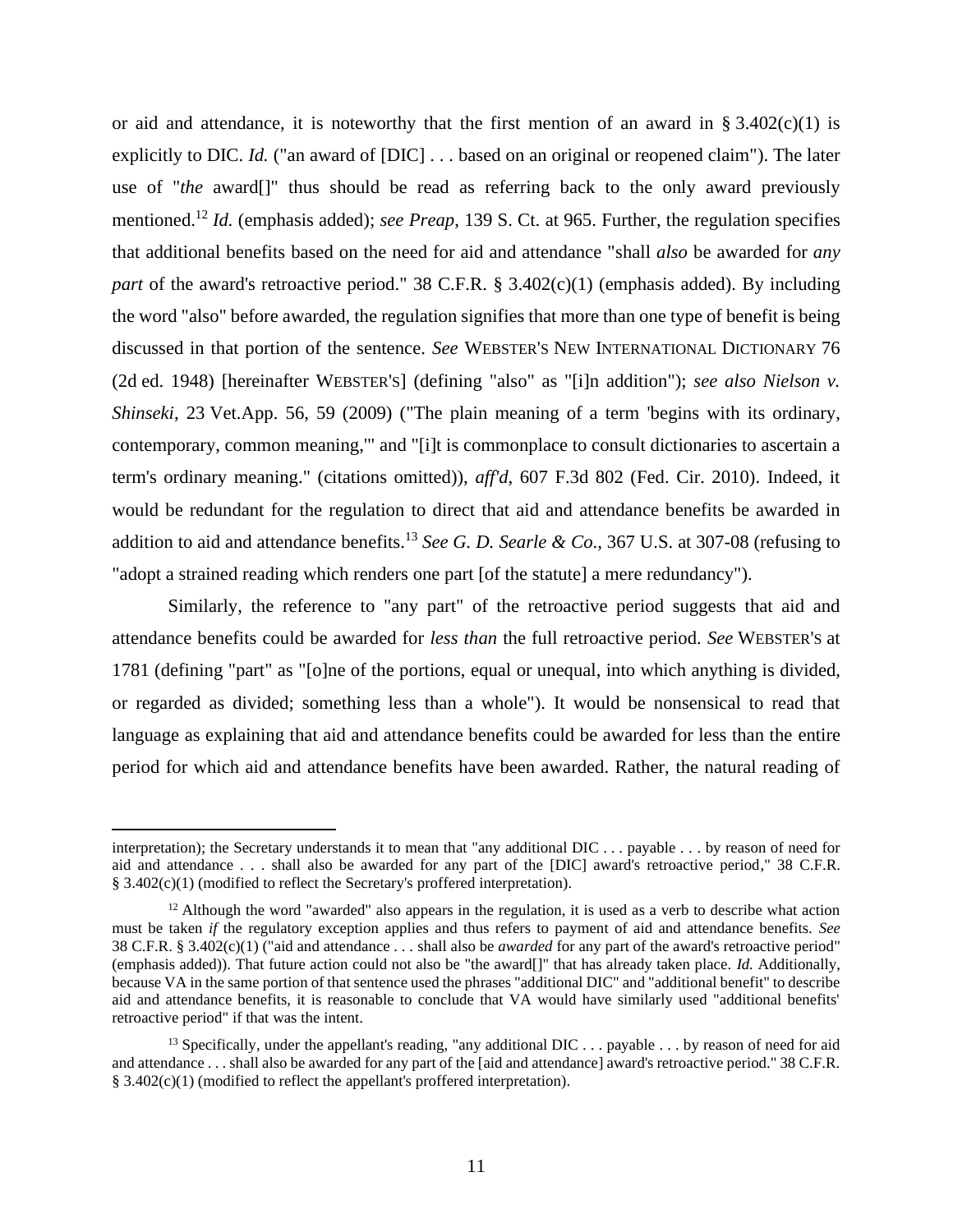or aid and attendance, it is noteworthy that the first mention of an award in § 3.402(c)(1) is explicitly to DIC. *Id.* ("an award of [DIC] . . . based on an original or reopened claim"). The later use of "*the* award[]" thus should be read as referring back to the only award previously mentioned.[12] *Id.* (emphasis added); *see Preap*, 139 S. Ct. at 965. Further, the regulation specifies that additional benefits based on the need for aid and attendance "shall *also* be awarded for *any part* of the award's retroactive period." 38 C.F.R. § 3.402(c)(1) (emphasis added). By including the word "also" before awarded, the regulation signifies that more than one type of benefit is being discussed in that portion of the sentence. *See* WEBSTER'S NEW INTERNATIONAL DICTIONARY 76 (2d ed. 1948) [hereinafter WEBSTER'S] (defining "also" as "[i]n addition"); *see also Nielson v. Shinseki*, 23 Vet.App. 56, 59 (2009) ("The plain meaning of a term 'begins with its ordinary, contemporary, common meaning,'" and "[i]t is commonplace to consult dictionaries to ascertain a term's ordinary meaning." (citations omitted)), *aff'd*, 607 F.3d 802 (Fed. Cir. 2010). Indeed, it would be redundant for the regulation to direct that aid and attendance benefits be awarded in addition to aid and attendance benefits.[13] *See G. D. Searle & Co.*, 367 U.S. at 307-08 (refusing to "adopt a strained reading which renders one part [of the statute] a mere redundancy").

Similarly, the reference to "any part" of the retroactive period suggests that aid and attendance benefits could be awarded for *less than* the full retroactive period. *See* WEBSTER'S at 1781 (defining "part" as "[o]ne of the portions, equal or unequal, into which anything is divided, or regarded as divided; something less than a whole"). It would be nonsensical to read that language as explaining that aid and attendance benefits could be awarded for less than the entire period for which aid and attendance benefits have been awarded. Rather, the natural reading of

---

interpretation); the Secretary understands it to mean that "any additional DIC . . . payable . . . by reason of need for aid and attendance . . . shall also be awarded for any part of the [DIC] award's retroactive period," 38 C.F.R. § 3.402(c)(1) (modified to reflect the Secretary's proffered interpretation).

[12] Although the word "awarded" also appears in the regulation, it is used as a verb to describe what action must be taken *if* the regulatory exception applies and thus refers to payment of aid and attendance benefits. *See* 38 C.F.R. § 3.402(c)(1) ("aid and attendance . . . shall also be *awarded* for any part of the award's retroactive period" (emphasis added)). That future action could not also be "the award[]" that has already taken place. *Id.* Additionally, because VA in the same portion of that sentence used the phrases "additional DIC" and "additional benefit" to describe aid and attendance benefits, it is reasonable to conclude that VA would have similarly used "additional benefits' retroactive period" if that was the intent.

[13] Specifically, under the appellant's reading, "any additional DIC . . . payable . . . by reason of need for aid and attendance . . . shall also be awarded for any part of the [aid and attendance] award's retroactive period." 38 C.F.R. § 3.402(c)(1) (modified to reflect the appellant's proffered interpretation).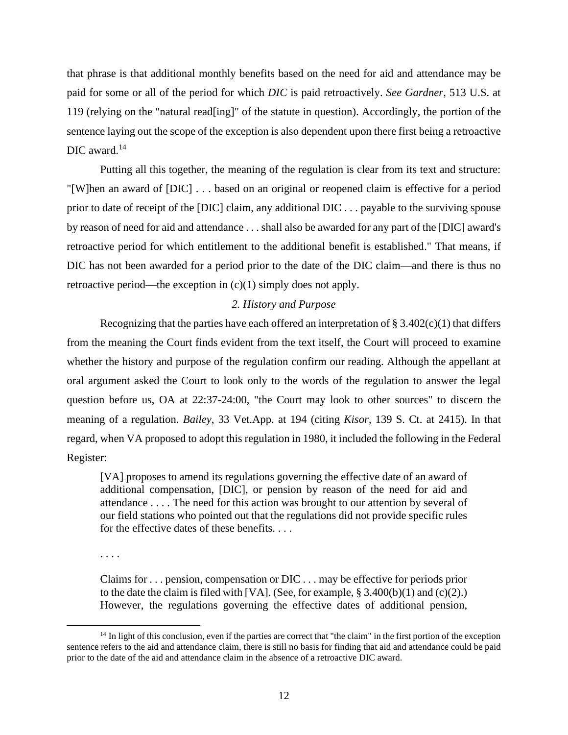that phrase is that additional monthly benefits based on the need for aid and attendance may be paid for some or all of the period for which *DIC* is paid retroactively. *See Gardner*, 513 U.S. at 119 (relying on the "natural read[ing]" of the statute in question). Accordingly, the portion of the sentence laying out the scope of the exception is also dependent upon there first being a retroactive DIC award.[14]

Putting all this together, the meaning of the regulation is clear from its text and structure: "[W]hen an award of [DIC] . . . based on an original or reopened claim is effective for a period prior to date of receipt of the [DIC] claim, any additional DIC . . . payable to the surviving spouse by reason of need for aid and attendance . . . shall also be awarded for any part of the [DIC] award's retroactive period for which entitlement to the additional benefit is established." That means, if DIC has not been awarded for a period prior to the date of the DIC claim—and there is thus no retroactive period—the exception in (c)(1) simply does not apply.

*2. History and Purpose*

Recognizing that the parties have each offered an interpretation of § 3.402(c)(1) that differs from the meaning the Court finds evident from the text itself, the Court will proceed to examine whether the history and purpose of the regulation confirm our reading. Although the appellant at oral argument asked the Court to look only to the words of the regulation to answer the legal question before us, OA at 22:37-24:00, "the Court may look to other sources" to discern the meaning of a regulation. *Bailey*, 33 Vet.App. at 194 (citing *Kisor*, 139 S. Ct. at 2415). In that regard, when VA proposed to adopt this regulation in 1980, it included the following in the Federal Register:

> [VA] proposes to amend its regulations governing the effective date of an award of additional compensation, [DIC], or pension by reason of the need for aid and attendance . . . . The need for this action was brought to our attention by several of our field stations who pointed out that the regulations did not provide specific rules for the effective dates of these benefits. . . .
>
> . . . .
>
> Claims for . . . pension, compensation or DIC . . . may be effective for periods prior to the date the claim is filed with [VA]. (See, for example, § 3.400(b)(1) and (c)(2).) However, the regulations governing the effective dates of additional pension,

[14] In light of this conclusion, even if the parties are correct that "the claim" in the first portion of the exception sentence refers to the aid and attendance claim, there is still no basis for finding that aid and attendance could be paid prior to the date of the aid and attendance claim in the absence of a retroactive DIC award.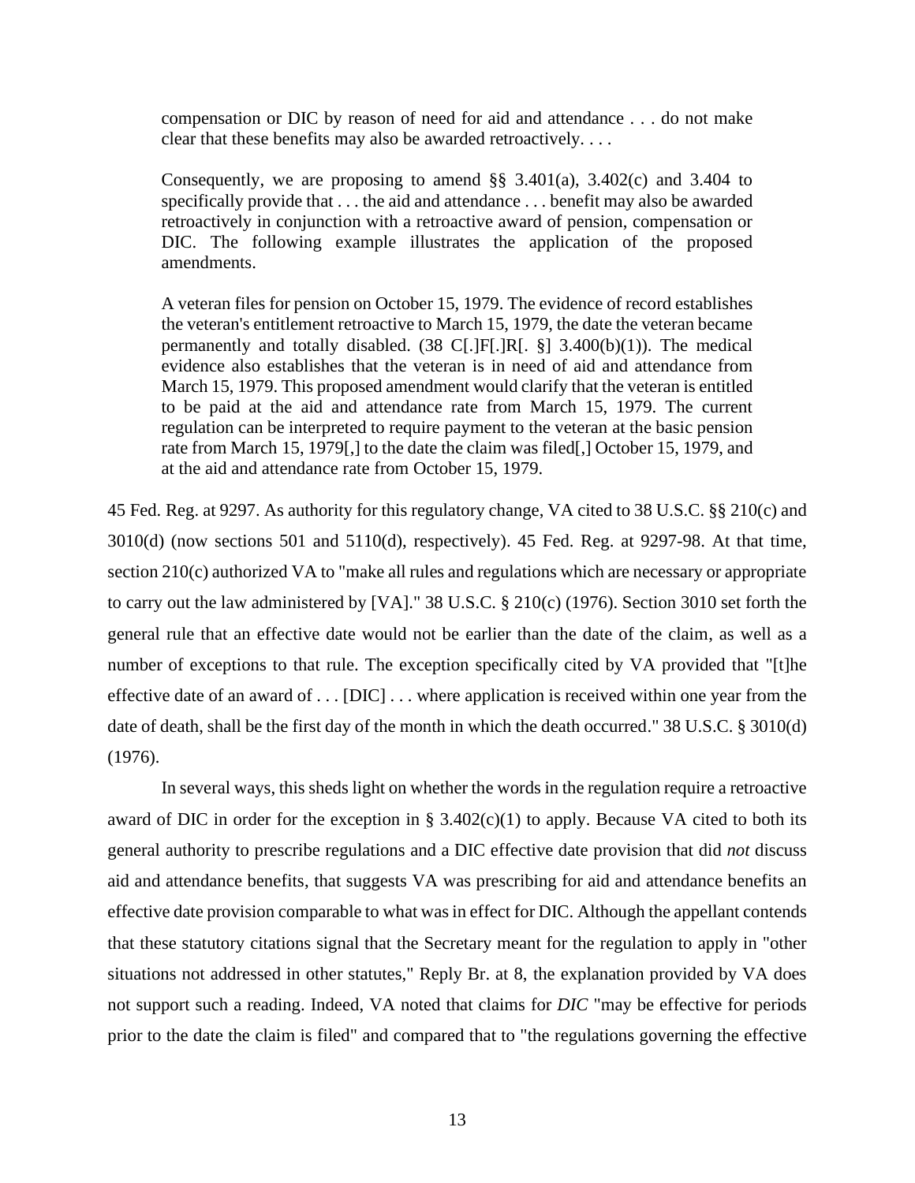> compensation or DIC by reason of need for aid and attendance . . . do not make clear that these benefits may also be awarded retroactively. . . .
>
> Consequently, we are proposing to amend §§ 3.401(a), 3.402(c) and 3.404 to specifically provide that . . . the aid and attendance . . . benefit may also be awarded retroactively in conjunction with a retroactive award of pension, compensation or DIC. The following example illustrates the application of the proposed amendments.
>
> A veteran files for pension on October 15, 1979. The evidence of record establishes the veteran's entitlement retroactive to March 15, 1979, the date the veteran became permanently and totally disabled. (38 C[.]F[.]R[. §] 3.400(b)(1)). The medical evidence also establishes that the veteran is in need of aid and attendance from March 15, 1979. This proposed amendment would clarify that the veteran is entitled to be paid at the aid and attendance rate from March 15, 1979. The current regulation can be interpreted to require payment to the veteran at the basic pension rate from March 15, 1979[,] to the date the claim was filed[,] October 15, 1979, and at the aid and attendance rate from October 15, 1979.

45 Fed. Reg. at 9297. As authority for this regulatory change, VA cited to 38 U.S.C. §§ 210(c) and 3010(d) (now sections 501 and 5110(d), respectively). 45 Fed. Reg. at 9297-98. At that time, section 210(c) authorized VA to "make all rules and regulations which are necessary or appropriate to carry out the law administered by [VA]." 38 U.S.C. § 210(c) (1976). Section 3010 set forth the general rule that an effective date would not be earlier than the date of the claim, as well as a number of exceptions to that rule. The exception specifically cited by VA provided that "[t]he effective date of an award of . . . [DIC] . . . where application is received within one year from the date of death, shall be the first day of the month in which the death occurred." 38 U.S.C. § 3010(d) (1976).

In several ways, this sheds light on whether the words in the regulation require a retroactive award of DIC in order for the exception in § 3.402(c)(1) to apply. Because VA cited to both its general authority to prescribe regulations and a DIC effective date provision that did *not* discuss aid and attendance benefits, that suggests VA was prescribing for aid and attendance benefits an effective date provision comparable to what was in effect for DIC. Although the appellant contends that these statutory citations signal that the Secretary meant for the regulation to apply in "other situations not addressed in other statutes," Reply Br. at 8, the explanation provided by VA does not support such a reading. Indeed, VA noted that claims for *DIC* "may be effective for periods prior to the date the claim is filed" and compared that to "the regulations governing the effective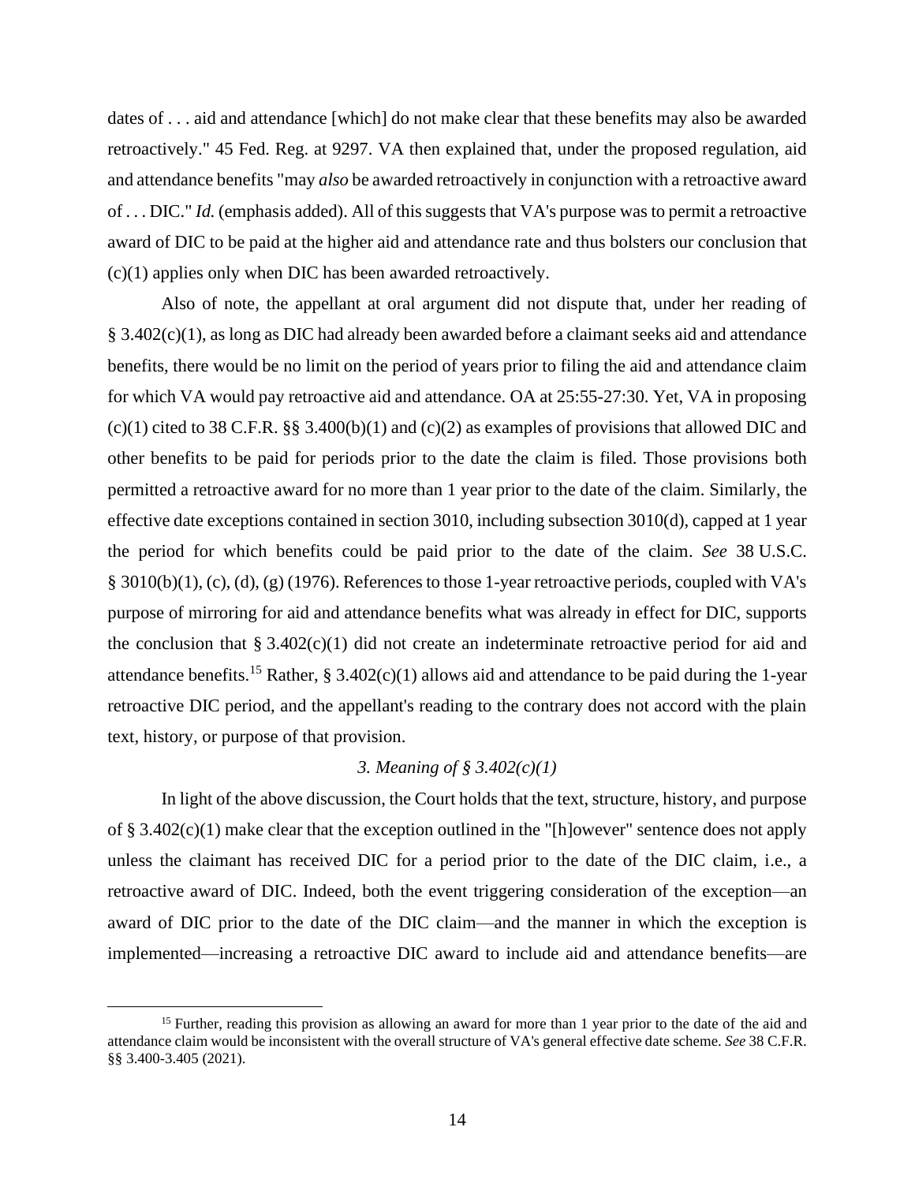dates of . . . aid and attendance [which] do not make clear that these benefits may also be awarded retroactively." 45 Fed. Reg. at 9297. VA then explained that, under the proposed regulation, aid and attendance benefits "may *also* be awarded retroactively in conjunction with a retroactive award of . . . DIC." *Id.* (emphasis added). All of this suggests that VA's purpose was to permit a retroactive award of DIC to be paid at the higher aid and attendance rate and thus bolsters our conclusion that (c)(1) applies only when DIC has been awarded retroactively.

Also of note, the appellant at oral argument did not dispute that, under her reading of § 3.402(c)(1), as long as DIC had already been awarded before a claimant seeks aid and attendance benefits, there would be no limit on the period of years prior to filing the aid and attendance claim for which VA would pay retroactive aid and attendance. OA at 25:55-27:30. Yet, VA in proposing (c)(1) cited to 38 C.F.R. §§ 3.400(b)(1) and (c)(2) as examples of provisions that allowed DIC and other benefits to be paid for periods prior to the date the claim is filed. Those provisions both permitted a retroactive award for no more than 1 year prior to the date of the claim. Similarly, the effective date exceptions contained in section 3010, including subsection 3010(d), capped at 1 year the period for which benefits could be paid prior to the date of the claim. *See* 38 U.S.C. § 3010(b)(1), (c), (d), (g) (1976). References to those 1-year retroactive periods, coupled with VA's purpose of mirroring for aid and attendance benefits what was already in effect for DIC, supports the conclusion that § 3.402(c)(1) did not create an indeterminate retroactive period for aid and attendance benefits.[15] Rather, § 3.402(c)(1) allows aid and attendance to be paid during the 1-year retroactive DIC period, and the appellant's reading to the contrary does not accord with the plain text, history, or purpose of that provision.

### *3. Meaning of § 3.402(c)(1)*

In light of the above discussion, the Court holds that the text, structure, history, and purpose of § 3.402(c)(1) make clear that the exception outlined in the "[h]owever" sentence does not apply unless the claimant has received DIC for a period prior to the date of the DIC claim, i.e., a retroactive award of DIC. Indeed, both the event triggering consideration of the exception—an award of DIC prior to the date of the DIC claim—and the manner in which the exception is implemented—increasing a retroactive DIC award to include aid and attendance benefits—are

---

[15] Further, reading this provision as allowing an award for more than 1 year prior to the date of the aid and attendance claim would be inconsistent with the overall structure of VA's general effective date scheme. *See* 38 C.F.R. §§ 3.400-3.405 (2021).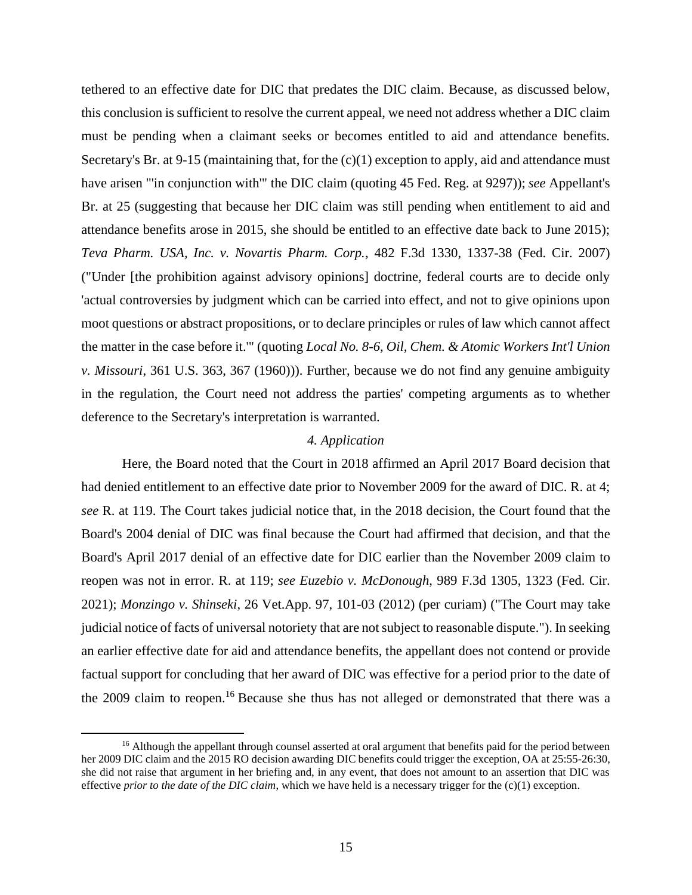tethered to an effective date for DIC that predates the DIC claim. Because, as discussed below, this conclusion is sufficient to resolve the current appeal, we need not address whether a DIC claim must be pending when a claimant seeks or becomes entitled to aid and attendance benefits. Secretary's Br. at 9-15 (maintaining that, for the (c)(1) exception to apply, aid and attendance must have arisen "'in conjunction with'" the DIC claim (quoting 45 Fed. Reg. at 9297)); *see* Appellant's Br. at 25 (suggesting that because her DIC claim was still pending when entitlement to aid and attendance benefits arose in 2015, she should be entitled to an effective date back to June 2015); *Teva Pharm. USA, Inc. v. Novartis Pharm. Corp.*, 482 F.3d 1330, 1337-38 (Fed. Cir. 2007) ("Under [the prohibition against advisory opinions] doctrine, federal courts are to decide only 'actual controversies by judgment which can be carried into effect, and not to give opinions upon moot questions or abstract propositions, or to declare principles or rules of law which cannot affect the matter in the case before it.'" (quoting *Local No. 8-6, Oil, Chem. & Atomic Workers Int'l Union v. Missouri*, 361 U.S. 363, 367 (1960))). Further, because we do not find any genuine ambiguity in the regulation, the Court need not address the parties' competing arguments as to whether deference to the Secretary's interpretation is warranted.

*4. Application*

Here, the Board noted that the Court in 2018 affirmed an April 2017 Board decision that had denied entitlement to an effective date prior to November 2009 for the award of DIC. R. at 4; *see* R. at 119. The Court takes judicial notice that, in the 2018 decision, the Court found that the Board's 2004 denial of DIC was final because the Court had affirmed that decision, and that the Board's April 2017 denial of an effective date for DIC earlier than the November 2009 claim to reopen was not in error. R. at 119; *see Euzebio v. McDonough*, 989 F.3d 1305, 1323 (Fed. Cir. 2021); *Monzingo v. Shinseki*, 26 Vet.App. 97, 101-03 (2012) (per curiam) ("The Court may take judicial notice of facts of universal notoriety that are not subject to reasonable dispute."). In seeking an earlier effective date for aid and attendance benefits, the appellant does not contend or provide factual support for concluding that her award of DIC was effective for a period prior to the date of the 2009 claim to reopen.[16] Because she thus has not alleged or demonstrated that there was a

[16] Although the appellant through counsel asserted at oral argument that benefits paid for the period between her 2009 DIC claim and the 2015 RO decision awarding DIC benefits could trigger the exception, OA at 25:55-26:30, she did not raise that argument in her briefing and, in any event, that does not amount to an assertion that DIC was effective *prior to the date of the DIC claim*, which we have held is a necessary trigger for the (c)(1) exception.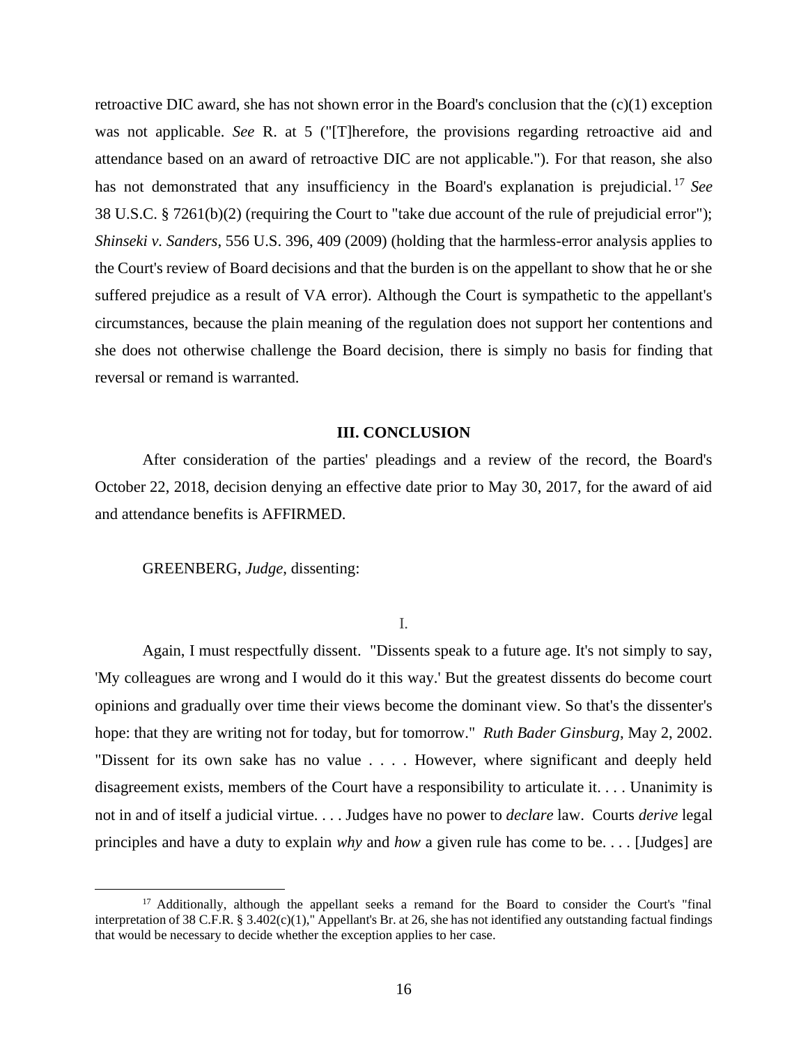retroactive DIC award, she has not shown error in the Board's conclusion that the (c)(1) exception was not applicable. *See* R. at 5 ("[T]herefore, the provisions regarding retroactive aid and attendance based on an award of retroactive DIC are not applicable."). For that reason, she also has not demonstrated that any insufficiency in the Board's explanation is prejudicial.[17] *See* 38 U.S.C. § 7261(b)(2) (requiring the Court to "take due account of the rule of prejudicial error"); *Shinseki v. Sanders*, 556 U.S. 396, 409 (2009) (holding that the harmless-error analysis applies to the Court's review of Board decisions and that the burden is on the appellant to show that he or she suffered prejudice as a result of VA error). Although the Court is sympathetic to the appellant's circumstances, because the plain meaning of the regulation does not support her contentions and she does not otherwise challenge the Board decision, there is simply no basis for finding that reversal or remand is warranted.

## III. CONCLUSION

After consideration of the parties' pleadings and a review of the record, the Board's October 22, 2018, decision denying an effective date prior to May 30, 2017, for the award of aid and attendance benefits is AFFIRMED.

GREENBERG, *Judge*, dissenting:

I.

Again, I must respectfully dissent. "Dissents speak to a future age. It's not simply to say, 'My colleagues are wrong and I would do it this way.' But the greatest dissents do become court opinions and gradually over time their views become the dominant view. So that's the dissenter's hope: that they are writing not for today, but for tomorrow." *Ruth Bader Ginsburg*, May 2, 2002. "Dissent for its own sake has no value . . . . However, where significant and deeply held disagreement exists, members of the Court have a responsibility to articulate it. . . . Unanimity is not in and of itself a judicial virtue. . . . Judges have no power to *declare* law. Courts *derive* legal principles and have a duty to explain *why* and *how* a given rule has come to be. . . . [Judges] are

[17] Additionally, although the appellant seeks a remand for the Board to consider the Court's "final interpretation of 38 C.F.R. § 3.402(c)(1)," Appellant's Br. at 26, she has not identified any outstanding factual findings that would be necessary to decide whether the exception applies to her case.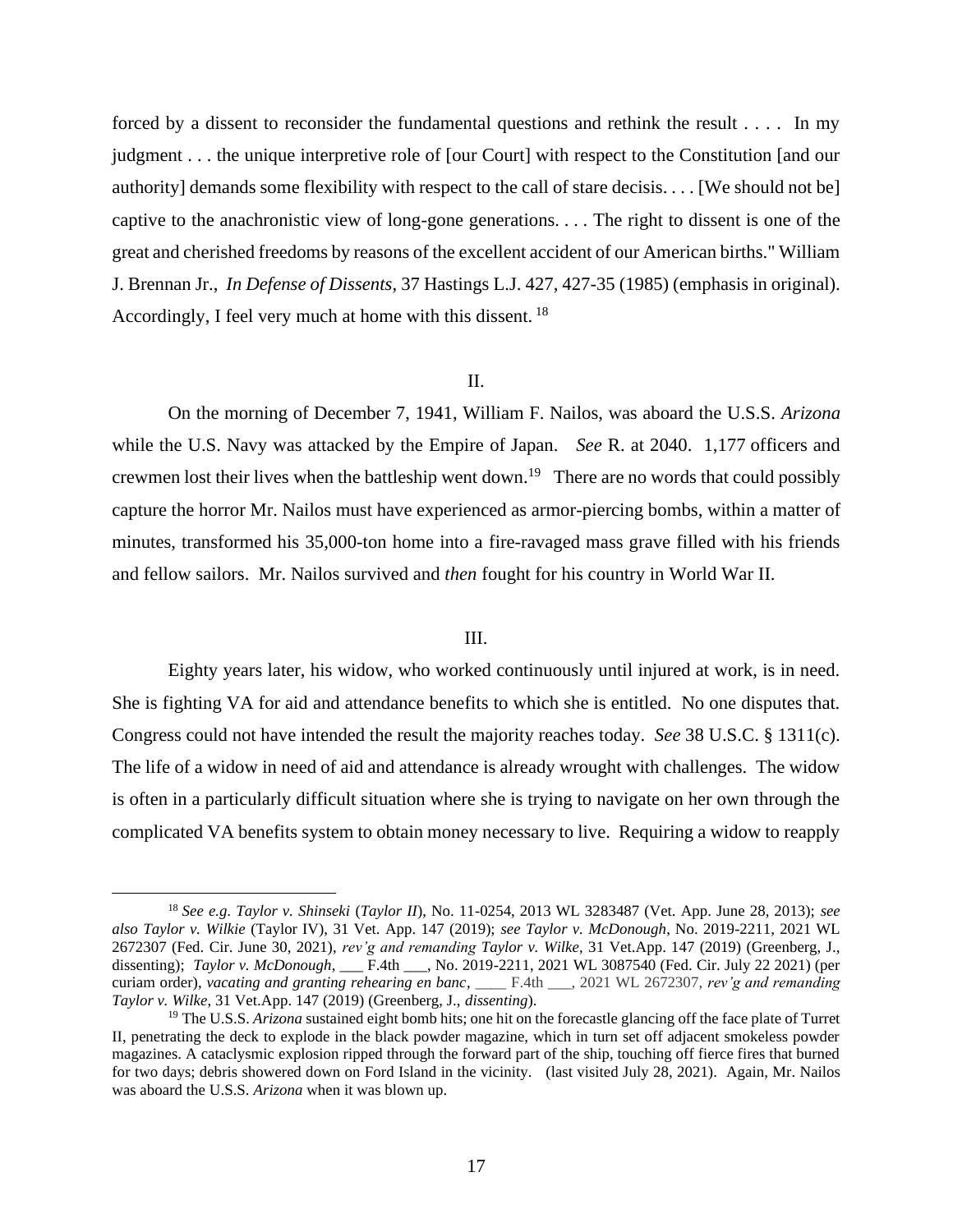forced by a dissent to reconsider the fundamental questions and rethink the result . . . . In my judgment . . . the unique interpretive role of [our Court] with respect to the Constitution [and our authority] demands some flexibility with respect to the call of stare decisis. . . . [We should not be] captive to the anachronistic view of long-gone generations. . . . The right to dissent is one of the great and cherished freedoms by reasons of the excellent accident of our American births." William J. Brennan Jr., *In Defense of Dissents*, 37 Hastings L.J. 427, 427-35 (1985) (emphasis in original). Accordingly, I feel very much at home with this dissent. [18]

II.

On the morning of December 7, 1941, William F. Nailos, was aboard the U.S.S. *Arizona* while the U.S. Navy was attacked by the Empire of Japan. *See* R. at 2040. 1,177 officers and crewmen lost their lives when the battleship went down.[19] There are no words that could possibly capture the horror Mr. Nailos must have experienced as armor-piercing bombs, within a matter of minutes, transformed his 35,000-ton home into a fire-ravaged mass grave filled with his friends and fellow sailors. Mr. Nailos survived and *then* fought for his country in World War II.

III.

Eighty years later, his widow, who worked continuously until injured at work, is in need. She is fighting VA for aid and attendance benefits to which she is entitled. No one disputes that. Congress could not have intended the result the majority reaches today. *See* 38 U.S.C. § 1311(c). The life of a widow in need of aid and attendance is already wrought with challenges. The widow is often in a particularly difficult situation where she is trying to navigate on her own through the complicated VA benefits system to obtain money necessary to live. Requiring a widow to reapply

---

[18] *See e.g. Taylor v. Shinseki* (*Taylor II*), No. 11-0254, 2013 WL 3283487 (Vet. App. June 28, 2013); *see also Taylor v. Wilkie* (Taylor IV), 31 Vet. App. 147 (2019); *see Taylor v. McDonough*, No. 2019-2211, 2021 WL 2672307 (Fed. Cir. June 30, 2021), *rev'g and remanding Taylor v. Wilke*, 31 Vet.App. 147 (2019) (Greenberg, J., dissenting); *Taylor v. McDonough*, ___ F.4th ___, No. 2019-2211, 2021 WL 3087540 (Fed. Cir. July 22 2021) (per curiam order), *vacating and granting rehearing en banc*, ____ F.4th ___, 2021 WL 2672307, *rev'g and remanding Taylor v. Wilke*, 31 Vet.App. 147 (2019) (Greenberg, J., *dissenting*).

[19] The U.S.S. *Arizona* sustained eight bomb hits; one hit on the forecastle glancing off the face plate of Turret II, penetrating the deck to explode in the black powder magazine, which in turn set off adjacent smokeless powder magazines. A cataclysmic explosion ripped through the forward part of the ship, touching off fierce fires that burned for two days; debris showered down on Ford Island in the vicinity. (last visited July 28, 2021). Again, Mr. Nailos was aboard the U.S.S. *Arizona* when it was blown up.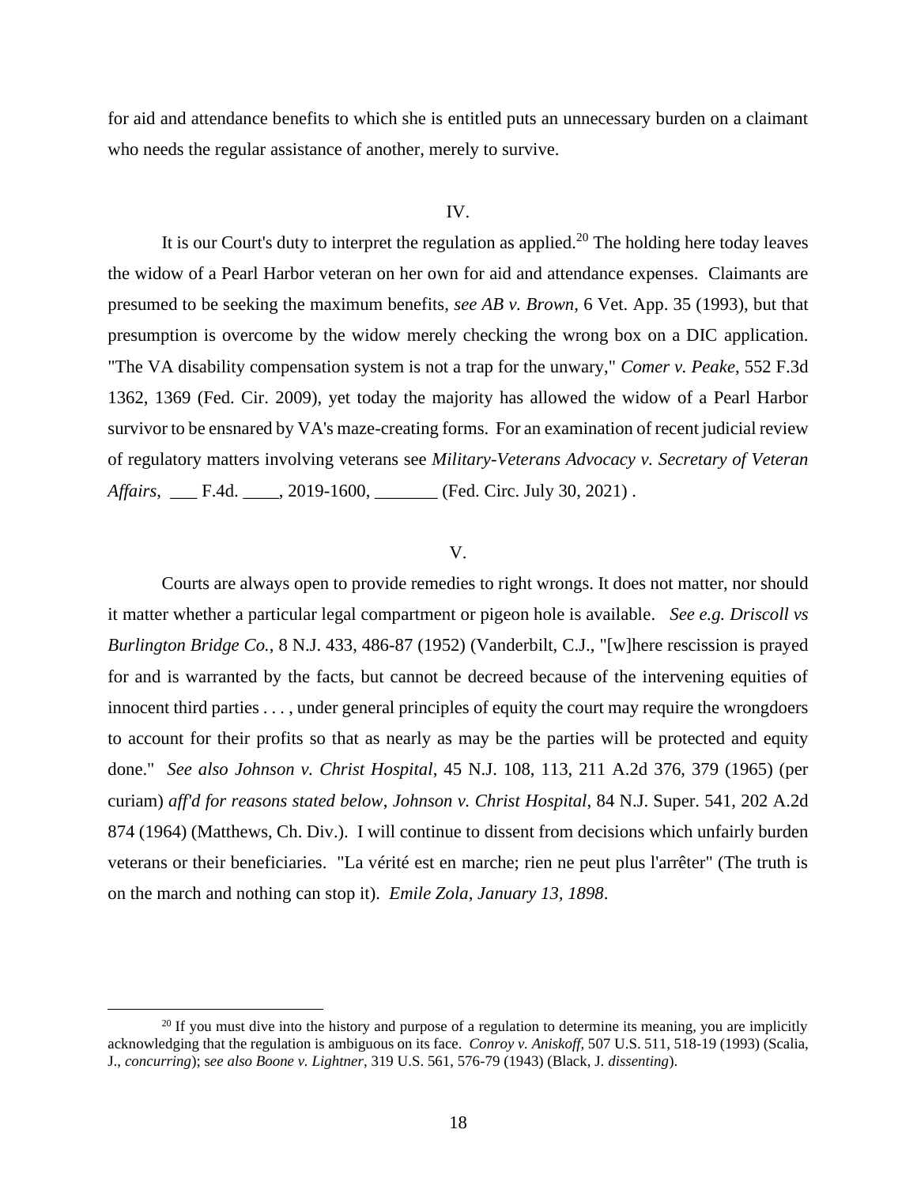for aid and attendance benefits to which she is entitled puts an unnecessary burden on a claimant who needs the regular assistance of another, merely to survive.

IV.

It is our Court's duty to interpret the regulation as applied.[20] The holding here today leaves the widow of a Pearl Harbor veteran on her own for aid and attendance expenses. Claimants are presumed to be seeking the maximum benefits, *see AB v. Brown*, 6 Vet. App. 35 (1993), but that presumption is overcome by the widow merely checking the wrong box on a DIC application. "The VA disability compensation system is not a trap for the unwary," *Comer v. Peake*, 552 F.3d 1362, 1369 (Fed. Cir. 2009), yet today the majority has allowed the widow of a Pearl Harbor survivor to be ensnared by VA's maze-creating forms. For an examination of recent judicial review of regulatory matters involving veterans see *Military-Veterans Advocacy v. Secretary of Veteran Affairs*, ___ F.4d. ____, 2019-1600, _______ (Fed. Circ. July 30, 2021) .

V.

Courts are always open to provide remedies to right wrongs. It does not matter, nor should it matter whether a particular legal compartment or pigeon hole is available. *See e.g. Driscoll vs Burlington Bridge Co.*, 8 N.J. 433, 486-87 (1952) (Vanderbilt, C.J., "[w]here rescission is prayed for and is warranted by the facts, but cannot be decreed because of the intervening equities of innocent third parties . . . , under general principles of equity the court may require the wrongdoers to account for their profits so that as nearly as may be the parties will be protected and equity done." *See also Johnson v. Christ Hospital*, 45 N.J. 108, 113, 211 A.2d 376, 379 (1965) (per curiam) *aff'd for reasons stated below*, *Johnson v. Christ Hospital*, 84 N.J. Super. 541, 202 A.2d 874 (1964) (Matthews, Ch. Div.). I will continue to dissent from decisions which unfairly burden veterans or their beneficiaries. "La vérité est en marche; rien ne peut plus l'arrêter" (The truth is on the march and nothing can stop it). *Emile Zola*, *January 13, 1898*.

---

[20] If you must dive into the history and purpose of a regulation to determine its meaning, you are implicitly acknowledging that the regulation is ambiguous on its face. *Conroy v. Aniskoff*, 507 U.S. 511, 518-19 (1993) (Scalia, J., *concurring*); s*ee also Boone v. Lightner*, 319 U.S. 561, 576-79 (1943) (Black, J. *dissenting*).